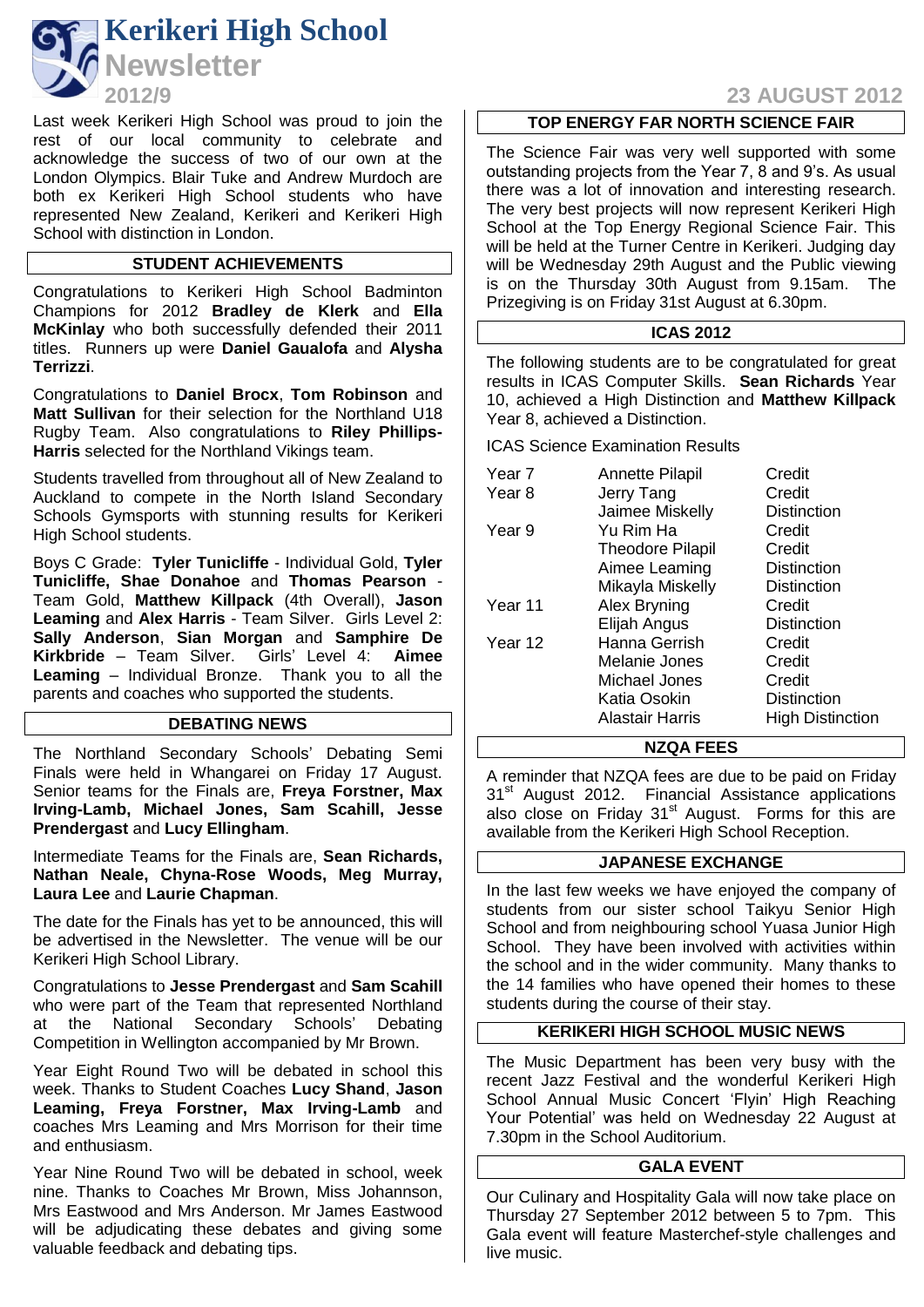# Kerikeri High School Newsletter

**2012/9** **23 AUGUST 2012**

Last week Kerikeri High School was proud to join the rest of our local community to celebrate and acknowledge the success of two of our own at the London Olympics. Blair Tuke and Andrew Murdoch are both ex Kerikeri High School students who have represented New Zealand, Kerikeri and Kerikeri High School with distinction in London.

## STUDENT ACHIEVEMENTS

Congratulations to Kerikeri High School Badminton Champions for 2012 **Bradley de Klerk** and **Ella McKinlay** who both successfully defended their 2011 titles. Runners up were **Daniel Gaualofa** and **Alysha Terrizzi**.

Congratulations to **Daniel Brocx**, **Tom Robinson** and **Matt Sullivan** for their selection for the Northland U18 Rugby Team. Also congratulations to **Riley Phillips-Harris** selected for the Northland Vikings team.

Students travelled from throughout all of New Zealand to Auckland to compete in the North Island Secondary Schools Gymsports with stunning results for Kerikeri High School students.

Boys C Grade: **Tyler Tunicliffe** - Individual Gold, **Tyler Tunicliffe, Shae Donahoe** and **Thomas Pearson** - Team Gold, **Matthew Killpack** (4th Overall), **Jason Leaming** and **Alex Harris** - Team Silver. Girls Level 2: **Sally Anderson**, **Sian Morgan** and **Samphire De Kirkbride** – Team Silver. Girls' Level 4: **Aimee Leaming** – Individual Bronze. Thank you to all the parents and coaches who supported the students.

## DEBATING NEWS

The Northland Secondary Schools' Debating Semi Finals were held in Whangarei on Friday 17 August. Senior teams for the Finals are, **Freya Forstner, Max Irving-Lamb, Michael Jones, Sam Scahill, Jesse Prendergast** and **Lucy Ellingham**.

Intermediate Teams for the Finals are, **Sean Richards, Nathan Neale, Chyna-Rose Woods, Meg Murray, Laura Lee** and **Laurie Chapman**.

The date for the Finals has yet to be announced, this will be advertised in the Newsletter. The venue will be our Kerikeri High School Library.

Congratulations to **Jesse Prendergast** and **Sam Scahill** who were part of the Team that represented Northland at the National Secondary Schools' Debating Competition in Wellington accompanied by Mr Brown.

Year Eight Round Two will be debated in school this week. Thanks to Student Coaches **Lucy Shand**, **Jason Leaming, Freya Forstner, Max Irving-Lamb** and coaches Mrs Leaming and Mrs Morrison for their time and enthusiasm.

Year Nine Round Two will be debated in school, week nine. Thanks to Coaches Mr Brown, Miss Johannson, Mrs Eastwood and Mrs Anderson. Mr James Eastwood will be adjudicating these debates and giving some valuable feedback and debating tips.

## TOP ENERGY FAR NORTH SCIENCE FAIR

The Science Fair was very well supported with some outstanding projects from the Year 7, 8 and 9's. As usual there was a lot of innovation and interesting research. The very best projects will now represent Kerikeri High School at the Top Energy Regional Science Fair. This will be held at the Turner Centre in Kerikeri. Judging day will be Wednesday 29th August and the Public viewing is on the Thursday 30th August from 9.15am. The Prizegiving is on Friday 31st August at 6.30pm.

## ICAS 2012

The following students are to be congratulated for great results in ICAS Computer Skills. **Sean Richards** Year 10, achieved a High Distinction and **Matthew Killpack** Year 8, achieved a Distinction.

ICAS Science Examination Results

| | | |
|---|---|---|
| Year 7 | Annette Pilapil | Credit |
| Year 8 | Jerry Tang | Credit |
| | Jaimee Miskelly | Distinction |
| Year 9 | Yu Rim Ha | Credit |
| | Theodore Pilapil | Credit |
| | Aimee Leaming | Distinction |
| | Mikayla Miskelly | Distinction |
| Year 11 | Alex Bryning | Credit |
| | Elijah Angus | Distinction |
| Year 12 | Hanna Gerrish | Credit |
| | Melanie Jones | Credit |
| | Michael Jones | Credit |
| | Katia Osokin | Distinction |
| | Alastair Harris | High Distinction |

## NZQA FEES

A reminder that NZQA fees are due to be paid on Friday 31st August 2012. Financial Assistance applications also close on Friday 31st August. Forms for this are available from the Kerikeri High School Reception.

## JAPANESE EXCHANGE

In the last few weeks we have enjoyed the company of students from our sister school Taikyu Senior High School and from neighbouring school Yuasa Junior High School. They have been involved with activities within the school and in the wider community. Many thanks to the 14 families who have opened their homes to these students during the course of their stay.

## KERIKERI HIGH SCHOOL MUSIC NEWS

The Music Department has been very busy with the recent Jazz Festival and the wonderful Kerikeri High School Annual Music Concert 'Flyin' High Reaching Your Potential' was held on Wednesday 22 August at 7.30pm in the School Auditorium.

## GALA EVENT

Our Culinary and Hospitality Gala will now take place on Thursday 27 September 2012 between 5 to 7pm. This Gala event will feature Masterchef-style challenges and live music.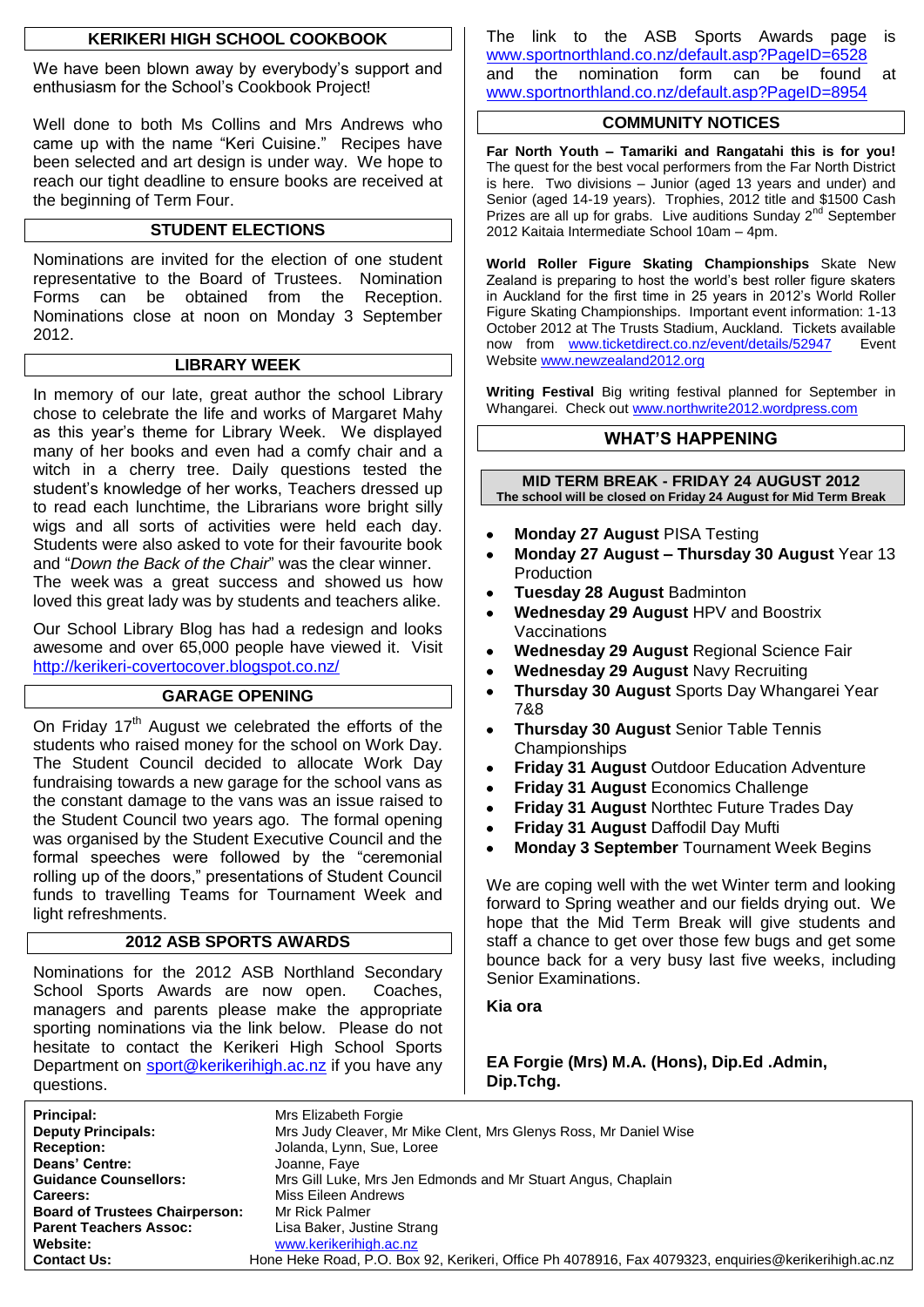## KERIKERI HIGH SCHOOL COOKBOOK

We have been blown away by everybody's support and enthusiasm for the School's Cookbook Project!

Well done to both Ms Collins and Mrs Andrews who came up with the name "Keri Cuisine." Recipes have been selected and art design is under way. We hope to reach our tight deadline to ensure books are received at the beginning of Term Four.

## STUDENT ELECTIONS

Nominations are invited for the election of one student representative to the Board of Trustees. Nomination Forms can be obtained from the Reception. Nominations close at noon on Monday 3 September 2012.

## LIBRARY WEEK

In memory of our late, great author the school Library chose to celebrate the life and works of Margaret Mahy as this year's theme for Library Week. We displayed many of her books and even had a comfy chair and a witch in a cherry tree. Daily questions tested the student's knowledge of her works, Teachers dressed up to read each lunchtime, the Librarians wore bright silly wigs and all sorts of activities were held each day. Students were also asked to vote for their favourite book and "*Down the Back of the Chair*" was the clear winner. The week was a great success and showed us how loved this great lady was by students and teachers alike.

Our School Library Blog has had a redesign and looks awesome and over 65,000 people have viewed it. Visit http://kerikeri-covertocover.blogspot.co.nz/

## GARAGE OPENING

On Friday 17th August we celebrated the efforts of the students who raised money for the school on Work Day. The Student Council decided to allocate Work Day fundraising towards a new garage for the school vans as the constant damage to the vans was an issue raised to the Student Council two years ago. The formal opening was organised by the Student Executive Council and the formal speeches were followed by the "ceremonial rolling up of the doors," presentations of Student Council funds to travelling Teams for Tournament Week and light refreshments.

## 2012 ASB SPORTS AWARDS

Nominations for the 2012 ASB Northland Secondary School Sports Awards are now open. Coaches, managers and parents please make the appropriate sporting nominations via the link below. Please do not hesitate to contact the Kerikeri High School Sports Department on sport@kerikerihigh.ac.nz if you have any questions.

The link to the ASB Sports Awards page is www.sportnorthland.co.nz/default.asp?PageID=6528 and the nomination form can be found at www.sportnorthland.co.nz/default.asp?PageID=8954

## COMMUNITY NOTICES

**Far North Youth – Tamariki and Rangatahi this is for you!** The quest for the best vocal performers from the Far North District is here. Two divisions – Junior (aged 13 years and under) and Senior (aged 14-19 years). Trophies, 2012 title and $1500 Cash Prizes are all up for grabs. Live auditions Sunday 2nd September 2012 Kaitaia Intermediate School 10am – 4pm.

**World Roller Figure Skating Championships** Skate New Zealand is preparing to host the world's best roller figure skaters in Auckland for the first time in 25 years in 2012's World Roller Figure Skating Championships. Important event information: 1-13 October 2012 at The Trusts Stadium, Auckland. Tickets available now from www.ticketdirect.co.nz/event/details/52947 Event Website www.newzealand2012.org

**Writing Festival** Big writing festival planned for September in Whangarei. Check out www.northwrite2012.wordpress.com

## WHAT'S HAPPENING

**MID TERM BREAK - FRIDAY 24 AUGUST 2012**
**The school will be closed on Friday 24 August for Mid Term Break**

- **Monday 27 August** PISA Testing
- **Monday 27 August – Thursday 30 August** Year 13 Production
- **Tuesday 28 August** Badminton
- **Wednesday 29 August** HPV and Boostrix Vaccinations
- **Wednesday 29 August** Regional Science Fair
- **Wednesday 29 August** Navy Recruiting
- **Thursday 30 August** Sports Day Whangarei Year 7&8
- **Thursday 30 August** Senior Table Tennis Championships
- **Friday 31 August** Outdoor Education Adventure
- **Friday 31 August** Economics Challenge
- **Friday 31 August** Northtec Future Trades Day
- **Friday 31 August** Daffodil Day Mufti
- **Monday 3 September** Tournament Week Begins

We are coping well with the wet Winter term and looking forward to Spring weather and our fields drying out. We hope that the Mid Term Break will give students and staff a chance to get over those few bugs and get some bounce back for a very busy last five weeks, including Senior Examinations.

**Kia ora**

**EA Forgie (Mrs) M.A. (Hons), Dip.Ed .Admin, Dip.Tchg.**

| | |
|---|---|
| **Principal:** | Mrs Elizabeth Forgie |
| **Deputy Principals:** | Mrs Judy Cleaver, Mr Mike Clent, Mrs Glenys Ross, Mr Daniel Wise |
| **Reception:** | Jolanda, Lynn, Sue, Loree |
| **Deans' Centre:** | Joanne, Faye |
| **Guidance Counsellors:** | Mrs Gill Luke, Mrs Jen Edmonds and Mr Stuart Angus, Chaplain |
| **Careers:** | Miss Eileen Andrews |
| **Board of Trustees Chairperson:** | Mr Rick Palmer |
| **Parent Teachers Assoc:** | Lisa Baker, Justine Strang |
| **Website:** | www.kerikerihigh.ac.nz |
| **Contact Us:** | Hone Heke Road, P.O. Box 92, Kerikeri, Office Ph 4078916, Fax 4079323, enquiries@kerikerihigh.ac.nz |